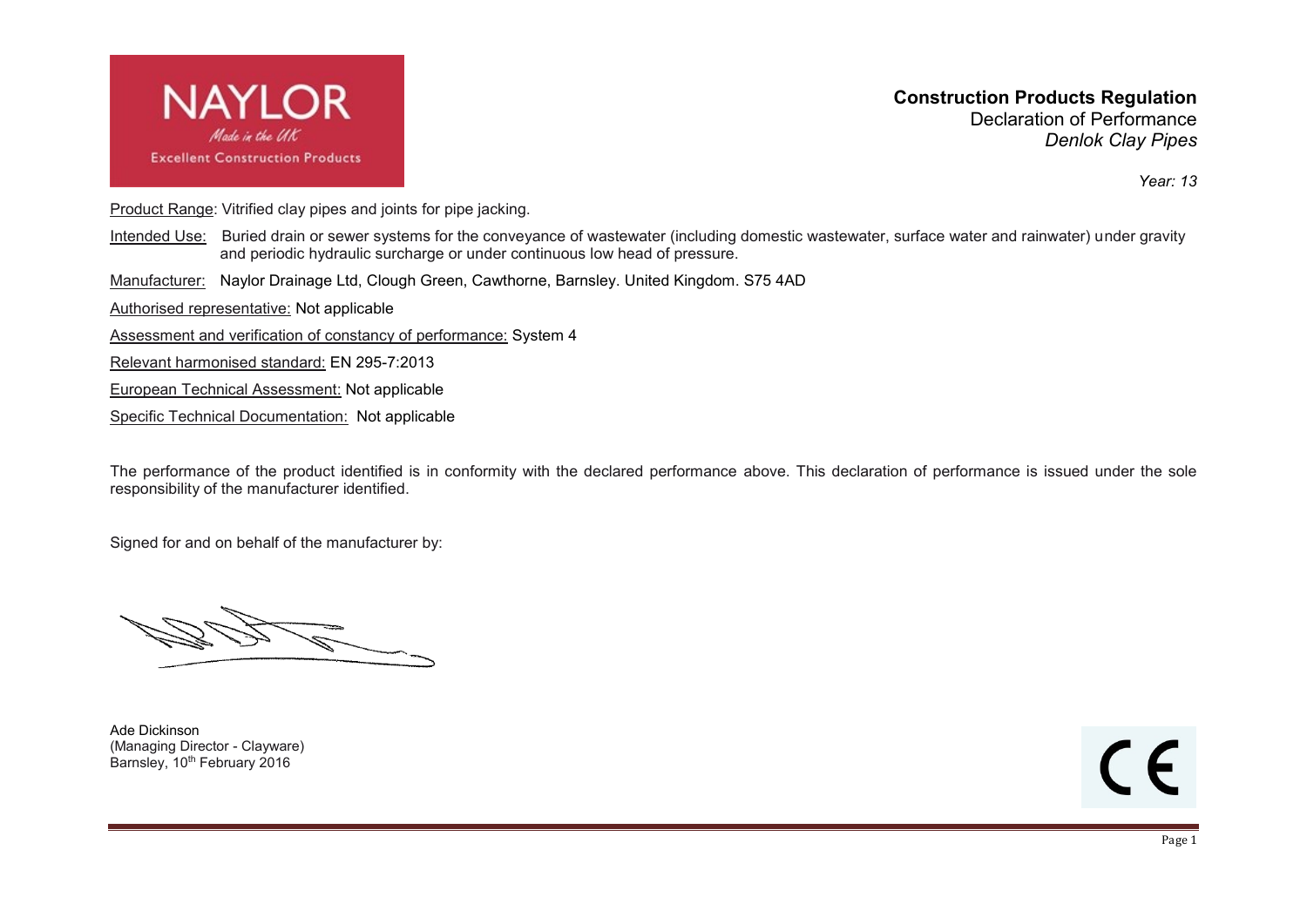NAYLOR

*Made in the UK*

Excellent Construction Products

**Construction Products Regulation**

Declaration of Performance

*Denlok Clay Pipes*

*Year: 13*

Product Range: Vitrified clay pipes and joints for pipe jacking.

Intended Use: Buried drain or sewer systems for the conveyance of wastewater (including domestic wastewater, surface water and rainwater) under gravity and periodic hydraulic surcharge or under continuous low head of pressure.

Manufacturer: Naylor Drainage Ltd, Clough Green, Cawthorne, Barnsley. United Kingdom. S75 4AD

Authorised representative: Not applicable

Assessment and verification of constancy of performance: System 4

Relevant harmonised standard: EN 295-7:2013

European Technical Assessment: Not applicable

Specific Technical Documentation: Not applicable

The performance of the product identified is in conformity with the declared performance above. This declaration of performance is issued under the sole responsibility of the manufacturer identified.

Signed for and on behalf of the manufacturer by:

Ade Dickinson
(Managing Director - Clayware)
Barnsley, 10th February 2016

CE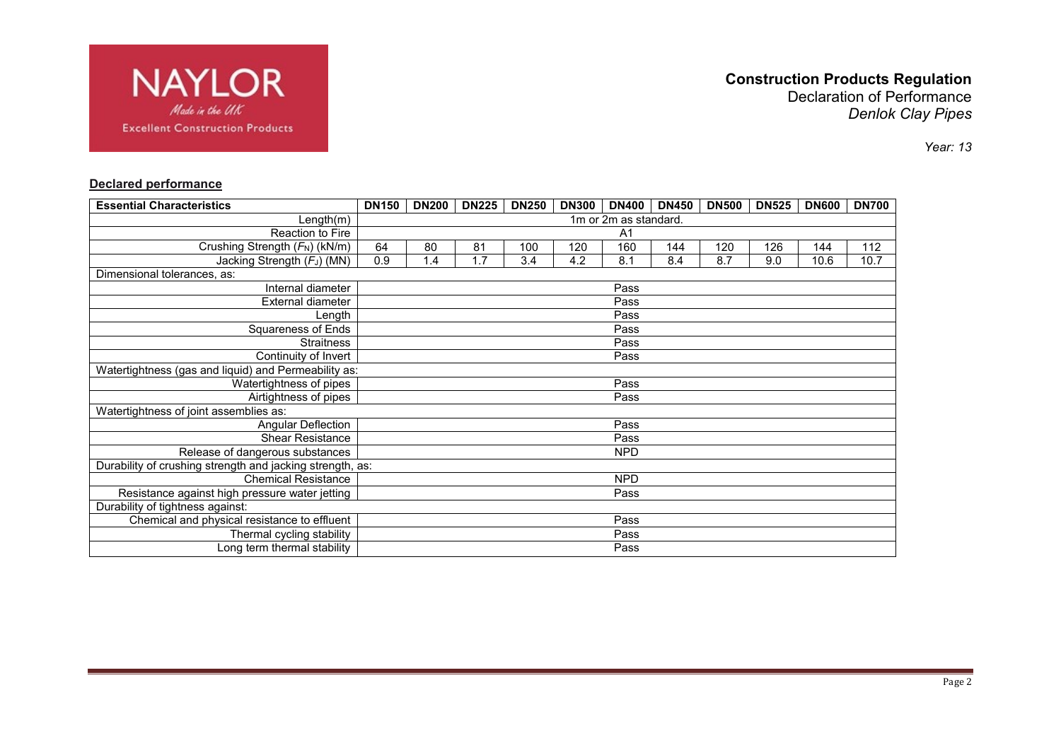# Construction Products Regulation

Declaration of Performance

*Denlok Clay Pipes*

*Year: 13*

## Declared performance

| Essential Characteristics | DN150 | DN200 | DN225 | DN250 | DN300 | DN400 | DN450 | DN500 | DN525 | DN600 | DN700 |
|---|---|---|---|---|---|---|---|---|---|---|---|
| Length(m) | 1m or 2m as standard. | | | | | | | | | | |
| Reaction to Fire | A1 | | | | | | | | | | |
| Crushing Strength ($F_N$) (kN/m) | 64 | 80 | 81 | 100 | 120 | 160 | 144 | 120 | 126 | 144 | 112 |
| Jacking Strength ($F_J$) (MN) | 0.9 | 1.4 | 1.7 | 3.4 | 4.2 | 8.1 | 8.4 | 8.7 | 9.0 | 10.6 | 10.7 |
| Dimensional tolerances, as: | | | | | | | | | | | |
| Internal diameter | Pass | | | | | | | | | | |
| External diameter | Pass | | | | | | | | | | |
| Length | Pass | | | | | | | | | | |
| Squareness of Ends | Pass | | | | | | | | | | |
| Straitness | Pass | | | | | | | | | | |
| Continuity of Invert | Pass | | | | | | | | | | |
| Watertightness (gas and liquid) and Permeability as: | | | | | | | | | | | |
| Watertightness of pipes | Pass | | | | | | | | | | |
| Airtightness of pipes | Pass | | | | | | | | | | |
| Watertightness of joint assemblies as: | | | | | | | | | | | |
| Angular Deflection | Pass | | | | | | | | | | |
| Shear Resistance | Pass | | | | | | | | | | |
| Release of dangerous substances | NPD | | | | | | | | | | |
| Durability of crushing strength and jacking strength, as: | | | | | | | | | | | |
| Chemical Resistance | NPD | | | | | | | | | | |
| Resistance against high pressure water jetting | Pass | | | | | | | | | | |
| Durability of tightness against: | | | | | | | | | | | |
| Chemical and physical resistance to effluent | Pass | | | | | | | | | | |
| Thermal cycling stability | Pass | | | | | | | | | | |
| Long term thermal stability | Pass | | | | | | | | | | |